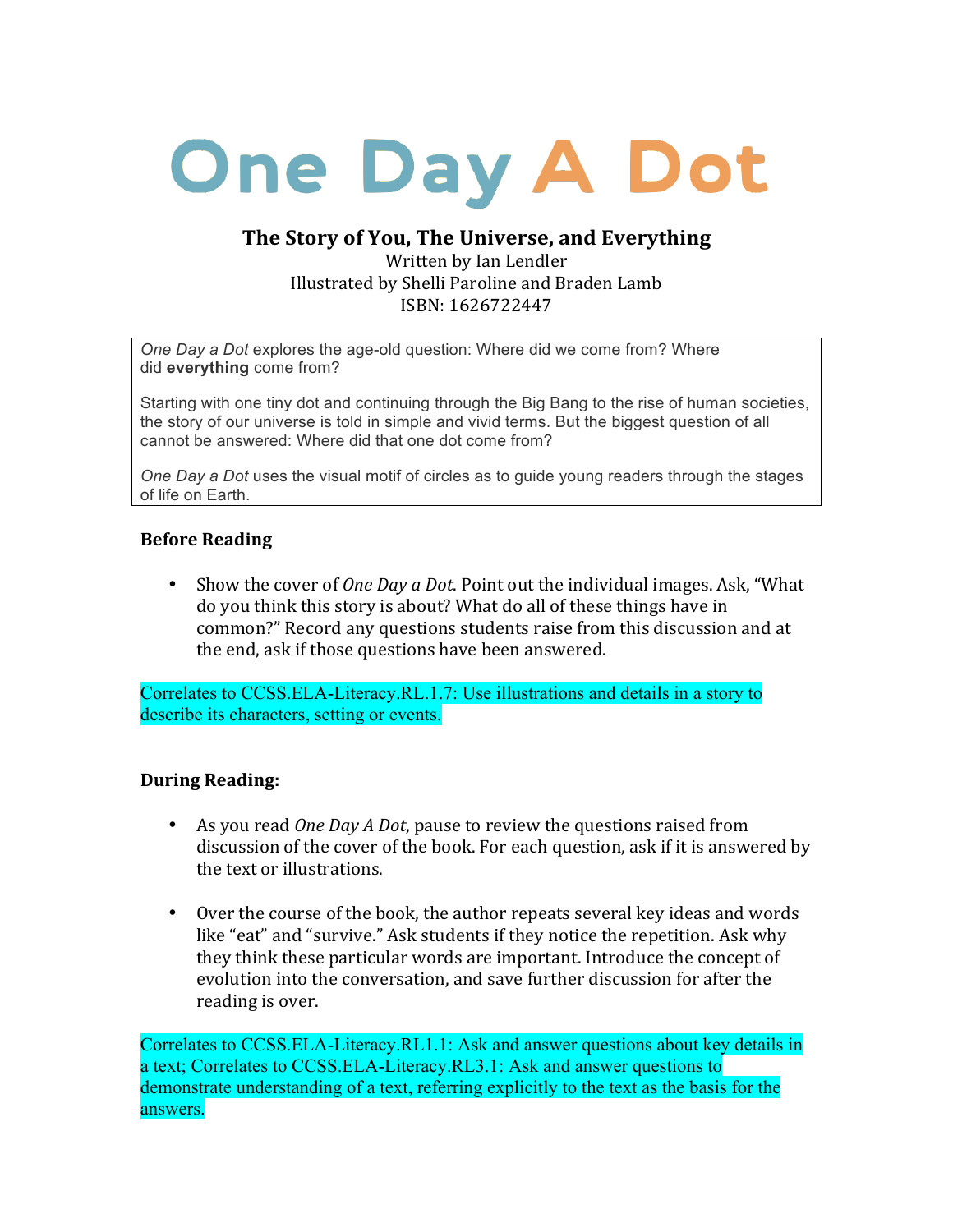# One Day A Dot

## The Story of You, The Universe, and Everything

Written by Ian Lendler
Illustrated by Shelli Paroline and Braden Lamb
ISBN: 1626722447

*One Day a Dot* explores the age-old question: Where did we come from? Where did **everything** come from?

Starting with one tiny dot and continuing through the Big Bang to the rise of human societies, the story of our universe is told in simple and vivid terms. But the biggest question of all cannot be answered: Where did that one dot come from?

*One Day a Dot* uses the visual motif of circles as to guide young readers through the stages of life on Earth.

### Before Reading

- Show the cover of *One Day a Dot*. Point out the individual images. Ask, "What do you think this story is about? What do all of these things have in common?" Record any questions students raise from this discussion and at the end, ask if those questions have been answered.

Correlates to CCSS.ELA-Literacy.RL.1.7: Use illustrations and details in a story to describe its characters, setting or events.

### During Reading:

- As you read *One Day A Dot*, pause to review the questions raised from discussion of the cover of the book. For each question, ask if it is answered by the text or illustrations.
- Over the course of the book, the author repeats several key ideas and words like "eat" and "survive." Ask students if they notice the repetition. Ask why they think these particular words are important. Introduce the concept of evolution into the conversation, and save further discussion for after the reading is over.

Correlates to CCSS.ELA-Literacy.RL1.1: Ask and answer questions about key details in a text; Correlates to CCSS.ELA-Literacy.RL3.1: Ask and answer questions to demonstrate understanding of a text, referring explicitly to the text as the basis for the answers.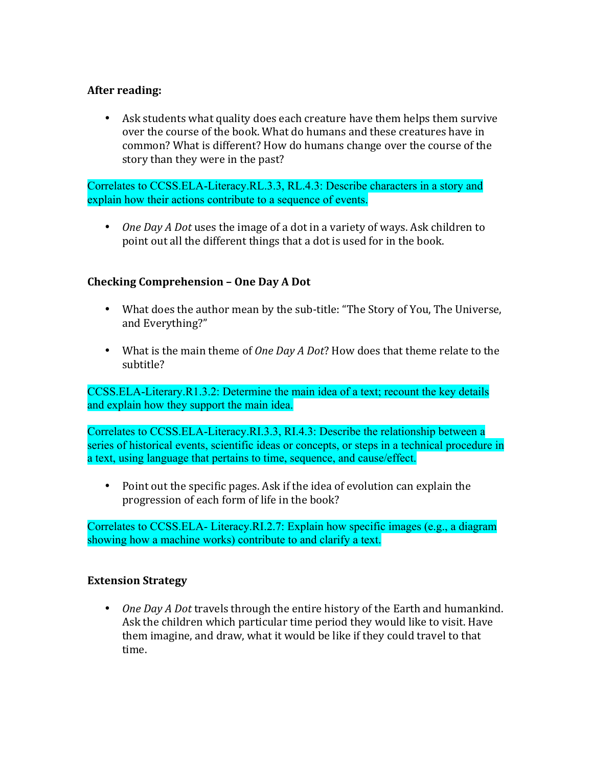**After reading:**

- Ask students what quality does each creature have them helps them survive over the course of the book. What do humans and these creatures have in common? What is different? How do humans change over the course of the story than they were in the past?

Correlates to CCSS.ELA-Literacy.RL.3.3, RL.4.3: Describe characters in a story and explain how their actions contribute to a sequence of events.

- *One Day A Dot* uses the image of a dot in a variety of ways. Ask children to point out all the different things that a dot is used for in the book.

**Checking Comprehension – One Day A Dot**

- What does the author mean by the sub-title: "The Story of You, The Universe, and Everything?"

- What is the main theme of *One Day A Dot*? How does that theme relate to the subtitle?

CCSS.ELA-Literary.R1.3.2: Determine the main idea of a text; recount the key details and explain how they support the main idea.

Correlates to CCSS.ELA-Literacy.RI.3.3, RI.4.3: Describe the relationship between a series of historical events, scientific ideas or concepts, or steps in a technical procedure in a text, using language that pertains to time, sequence, and cause/effect.

- Point out the specific pages. Ask if the idea of evolution can explain the progression of each form of life in the book?

Correlates to CCSS.ELA- Literacy.RI.2.7: Explain how specific images (e.g., a diagram showing how a machine works) contribute to and clarify a text.

**Extension Strategy**

- *One Day A Dot* travels through the entire history of the Earth and humankind. Ask the children which particular time period they would like to visit. Have them imagine, and draw, what it would be like if they could travel to that time.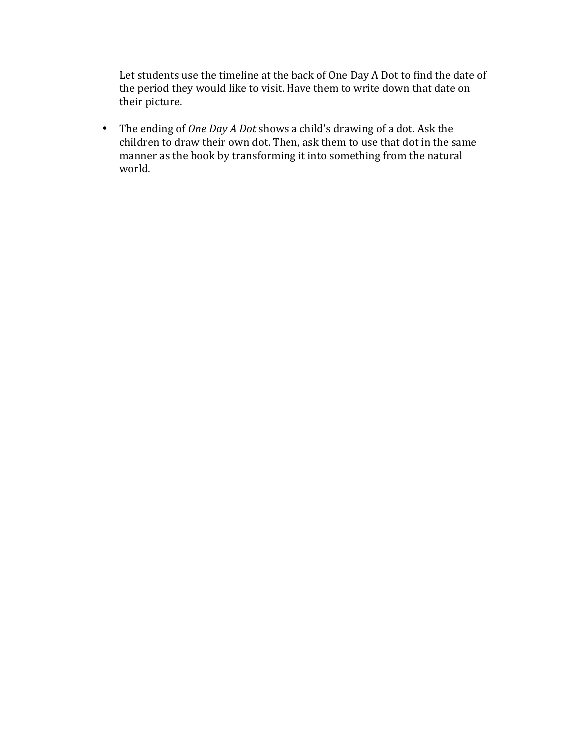Let students use the timeline at the back of One Day A Dot to find the date of the period they would like to visit. Have them to write down that date on their picture.

- The ending of *One Day A Dot* shows a child's drawing of a dot. Ask the children to draw their own dot. Then, ask them to use that dot in the same manner as the book by transforming it into something from the natural world.